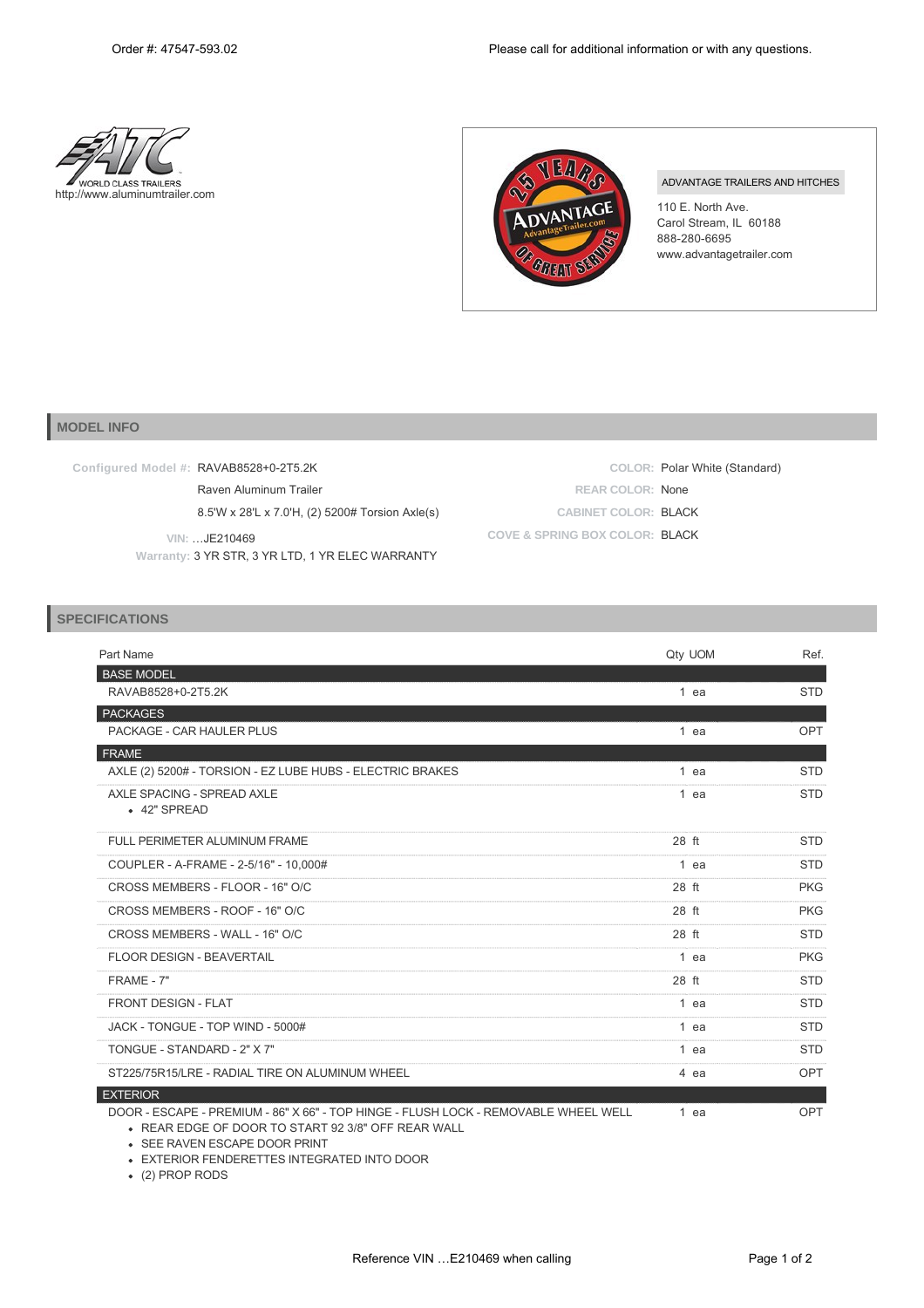Order #: 47547-593.02

Please call for additional information or with any questions.

WORLD CLASS TRAILERS
http://www.aluminumtrailer.com

ADVANTAGE TRAILERS AND HITCHES
110 E. North Ave.
Carol Stream, IL 60188
888-280-6695
www.advantagetrailer.com

## MODEL INFO

**Configured Model #:** RAVAB8528+0-2T5.2K
Raven Aluminum Trailer
8.5'W x 28'L x 7.0'H, (2) 5200# Torsion Axle(s)

**VIN:** …JE210469

**Warranty:** 3 YR STR, 3 YR LTD, 1 YR ELEC WARRANTY

**COLOR:** Polar White (Standard)

**REAR COLOR:** None

**CABINET COLOR:** BLACK

**COVE & SPRING BOX COLOR:** BLACK

## SPECIFICATIONS

| Part Name | Qty | UOM | Ref. |
|---|---|---|---|
| **BASE MODEL** | | | |
| RAVAB8528+0-2T5.2K | 1 | ea | STD |
| **PACKAGES** | | | |
| PACKAGE - CAR HAULER PLUS | 1 | ea | OPT |
| **FRAME** | | | |
| AXLE (2) 5200# - TORSION - EZ LUBE HUBS - ELECTRIC BRAKES | 1 | ea | STD |
| AXLE SPACING - SPREAD AXLE<br>• 42" SPREAD | 1 | ea | STD |
| FULL PERIMETER ALUMINUM FRAME | 28 | ft | STD |
| COUPLER - A-FRAME - 2-5/16" - 10,000# | 1 | ea | STD |
| CROSS MEMBERS - FLOOR - 16" O/C | 28 | ft | PKG |
| CROSS MEMBERS - ROOF - 16" O/C | 28 | ft | PKG |
| CROSS MEMBERS - WALL - 16" O/C | 28 | ft | STD |
| FLOOR DESIGN - BEAVERTAIL | 1 | ea | PKG |
| FRAME - 7" | 28 | ft | STD |
| FRONT DESIGN - FLAT | 1 | ea | STD |
| JACK - TONGUE - TOP WIND - 5000# | 1 | ea | STD |
| TONGUE - STANDARD - 2" X 7" | 1 | ea | STD |
| ST225/75R15/LRE - RADIAL TIRE ON ALUMINUM WHEEL | 4 | ea | OPT |
| **EXTERIOR** | | | |
| DOOR - ESCAPE - PREMIUM - 86" X 66" - TOP HINGE - FLUSH LOCK - REMOVABLE WHEEL WELL<br>• REAR EDGE OF DOOR TO START 92 3/8" OFF REAR WALL<br>• SEE RAVEN ESCAPE DOOR PRINT<br>• EXTERIOR FENDERETTES INTEGRATED INTO DOOR<br>• (2) PROP RODS | 1 | ea | OPT |

Reference VIN …E210469 when calling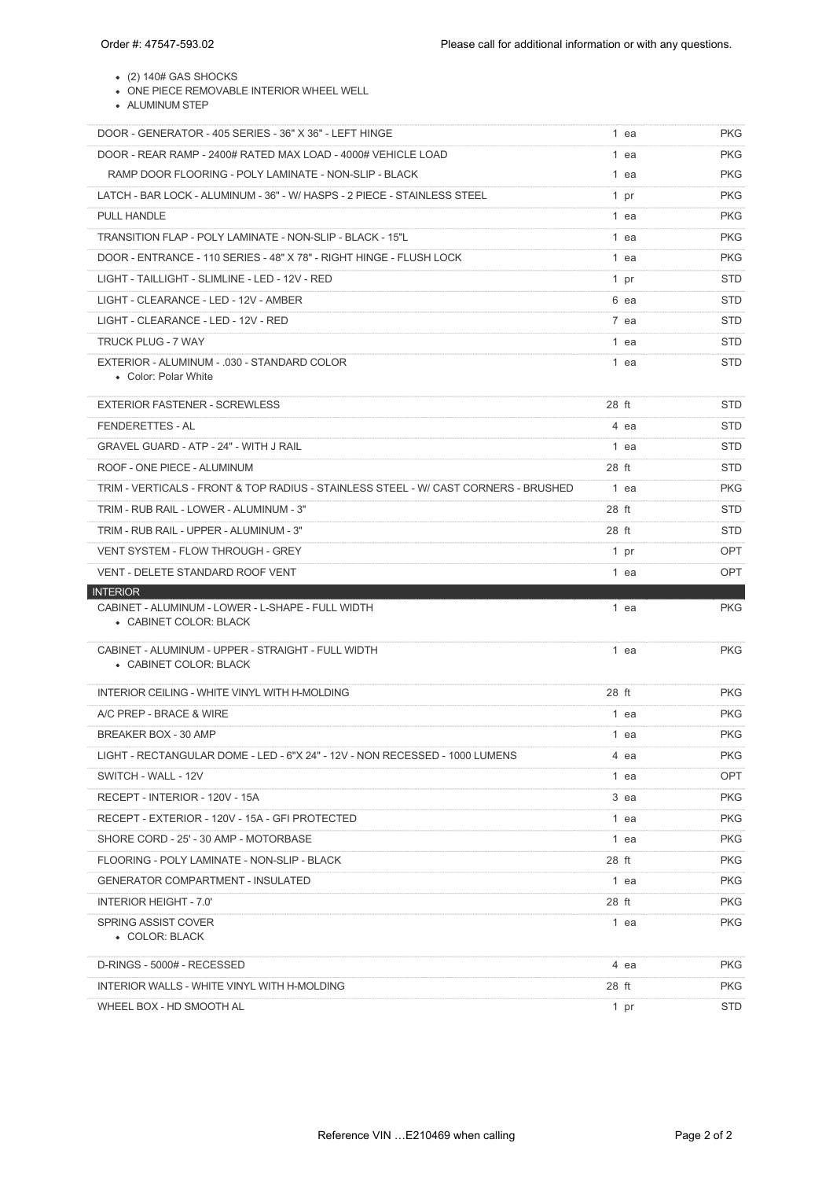- (2) 140# GAS SHOCKS
- ONE PIECE REMOVABLE INTERIOR WHEEL WELL
- ALUMINUM STEP

| | | |
|---|---|---|
| DOOR - GENERATOR - 405 SERIES - 36" X 36" - LEFT HINGE | 1 ea | PKG |
| DOOR - REAR RAMP - 2400# RATED MAX LOAD - 4000# VEHICLE LOAD | 1 ea | PKG |
| RAMP DOOR FLOORING - POLY LAMINATE - NON-SLIP - BLACK | 1 ea | PKG |
| LATCH - BAR LOCK - ALUMINUM - 36" - W/ HASPS - 2 PIECE - STAINLESS STEEL | 1 pr | PKG |
| PULL HANDLE | 1 ea | PKG |
| TRANSITION FLAP - POLY LAMINATE - NON-SLIP - BLACK - 15"L | 1 ea | PKG |
| DOOR - ENTRANCE - 110 SERIES - 48" X 78" - RIGHT HINGE - FLUSH LOCK | 1 ea | PKG |
| LIGHT - TAILLIGHT - SLIMLINE - LED - 12V - RED | 1 pr | STD |
| LIGHT - CLEARANCE - LED - 12V - AMBER | 6 ea | STD |
| LIGHT - CLEARANCE - LED - 12V - RED | 7 ea | STD |
| TRUCK PLUG - 7 WAY | 1 ea | STD |
| EXTERIOR - ALUMINUM - .030 - STANDARD COLOR<br>• Color: Polar White | 1 ea | STD |
| EXTERIOR FASTENER - SCREWLESS | 28 ft | STD |
| FENDERETTES - AL | 4 ea | STD |
| GRAVEL GUARD - ATP - 24" - WITH J RAIL | 1 ea | STD |
| ROOF - ONE PIECE - ALUMINUM | 28 ft | STD |
| TRIM - VERTICALS - FRONT & TOP RADIUS - STAINLESS STEEL - W/ CAST CORNERS - BRUSHED | 1 ea | PKG |
| TRIM - RUB RAIL - LOWER - ALUMINUM - 3" | 28 ft | STD |
| TRIM - RUB RAIL - UPPER - ALUMINUM - 3" | 28 ft | STD |
| VENT SYSTEM - FLOW THROUGH - GREY | 1 pr | OPT |
| VENT - DELETE STANDARD ROOF VENT | 1 ea | OPT |
| **INTERIOR** | | |
| CABINET - ALUMINUM - LOWER - L-SHAPE - FULL WIDTH<br>• CABINET COLOR: BLACK | 1 ea | PKG |
| CABINET - ALUMINUM - UPPER - STRAIGHT - FULL WIDTH<br>• CABINET COLOR: BLACK | 1 ea | PKG |
| INTERIOR CEILING - WHITE VINYL WITH H-MOLDING | 28 ft | PKG |
| A/C PREP - BRACE & WIRE | 1 ea | PKG |
| BREAKER BOX - 30 AMP | 1 ea | PKG |
| LIGHT - RECTANGULAR DOME - LED - 6"X 24" - 12V - NON RECESSED - 1000 LUMENS | 4 ea | PKG |
| SWITCH - WALL - 12V | 1 ea | OPT |
| RECEPT - INTERIOR - 120V - 15A | 3 ea | PKG |
| RECEPT - EXTERIOR - 120V - 15A - GFI PROTECTED | 1 ea | PKG |
| SHORE CORD - 25' - 30 AMP - MOTORBASE | 1 ea | PKG |
| FLOORING - POLY LAMINATE - NON-SLIP - BLACK | 28 ft | PKG |
| GENERATOR COMPARTMENT - INSULATED | 1 ea | PKG |
| INTERIOR HEIGHT - 7.0' | 28 ft | PKG |
| SPRING ASSIST COVER<br>• COLOR: BLACK | 1 ea | PKG |
| D-RINGS - 5000# - RECESSED | 4 ea | PKG |
| INTERIOR WALLS - WHITE VINYL WITH H-MOLDING | 28 ft | PKG |
| WHEEL BOX - HD SMOOTH AL | 1 pr | STD |

Reference VIN …E210469 when calling